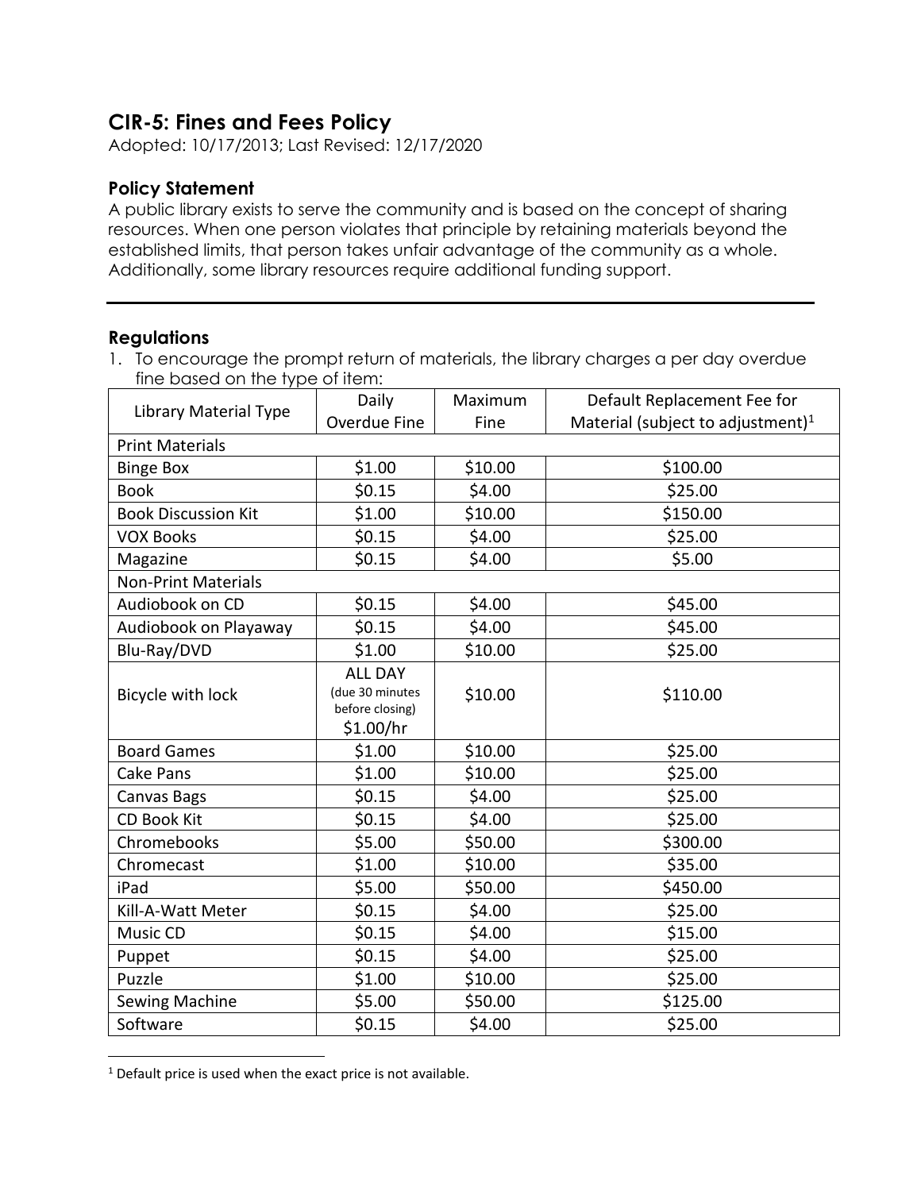## CIR-5: Fines and Fees Policy

Adopted: 10/17/2013; Last Revised: 12/17/2020

### Policy Statement

A public library exists to serve the community and is based on the concept of sharing resources. When one person violates that principle by retaining materials beyond the established limits, that person takes unfair advantage of the community as a whole. Additionally, some library resources require additional funding support.

---

### Regulations

1. To encourage the prompt return of materials, the library charges a per day overdue fine based on the type of item:

| Library Material Type | Daily Overdue Fine | Maximum Fine | Default Replacement Fee for Material (subject to adjustment)[1] |
|---|---|---|---|
| Print Materials | | | |
| Binge Box | $1.00 | $10.00 | $100.00 |
| Book | $0.15 | $4.00 | $25.00 |
| Book Discussion Kit | $1.00 | $10.00 | $150.00 |
| VOX Books | $0.15 | $4.00 | $25.00 |
| Magazine | $0.15 | $4.00 | $5.00 |
| Non-Print Materials | | | |
| Audiobook on CD | $0.15 | $4.00 | $45.00 |
| Audiobook on Playaway | $0.15 | $4.00 | $45.00 |
| Blu-Ray/DVD | $1.00 | $10.00 | $25.00 |
| Bicycle with lock | ALL DAY (due 30 minutes before closing) $1.00/hr | $10.00 | $110.00 |
| Board Games | $1.00 | $10.00 | $25.00 |
| Cake Pans | $1.00 | $10.00 | $25.00 |
| Canvas Bags | $0.15 | $4.00 | $25.00 |
| CD Book Kit | $0.15 | $4.00 | $25.00 |
| Chromebooks | $5.00 | $50.00 | $300.00 |
| Chromecast | $1.00 | $10.00 | $35.00 |
| iPad | $5.00 | $50.00 | $450.00 |
| Kill-A-Watt Meter | $0.15 | $4.00 | $25.00 |
| Music CD | $0.15 | $4.00 | $15.00 |
| Puppet | $0.15 | $4.00 | $25.00 |
| Puzzle | $1.00 | $10.00 | $25.00 |
| Sewing Machine | $5.00 | $50.00 | $125.00 |
| Software | $0.15 | $4.00 | $25.00 |

[1] Default price is used when the exact price is not available.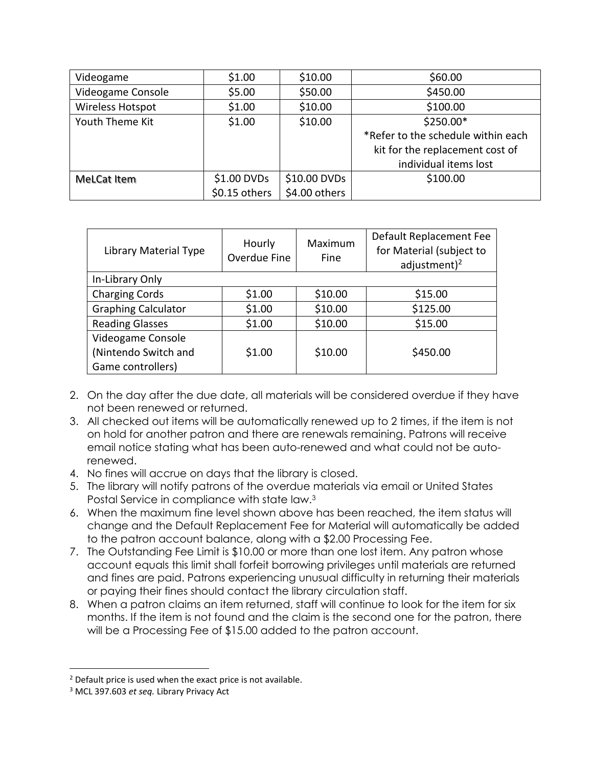| Videogame | $1.00 | $10.00 | $60.00 |
|---|---|---|---|
| Videogame Console | $5.00 | $50.00 | $450.00 |
| Wireless Hotspot | $1.00 | $10.00 | $100.00 |
| Youth Theme Kit | $1.00 | $10.00 | $250.00* *Refer to the schedule within each kit for the replacement cost of individual items lost |
| MeLCat Item | $1.00 DVDs $0.15 others | $10.00 DVDs $4.00 others | $100.00 |

| Library Material Type | Hourly Overdue Fine | Maximum Fine | Default Replacement Fee for Material (subject to adjustment)[2] |
|---|---|---|---|
| In-Library Only | | | |
| Charging Cords | $1.00 | $10.00 | $15.00 |
| Graphing Calculator | $1.00 | $10.00 | $125.00 |
| Reading Glasses | $1.00 | $10.00 | $15.00 |
| Videogame Console (Nintendo Switch and Game controllers) | $1.00 | $10.00 | $450.00 |

2. On the day after the due date, all materials will be considered overdue if they have not been renewed or returned.
3. All checked out items will be automatically renewed up to 2 times, if the item is not on hold for another patron and there are renewals remaining. Patrons will receive email notice stating what has been auto-renewed and what could not be auto-renewed.
4. No fines will accrue on days that the library is closed.
5. The library will notify patrons of the overdue materials via email or United States Postal Service in compliance with state law.[3]
6. When the maximum fine level shown above has been reached, the item status will change and the Default Replacement Fee for Material will automatically be added to the patron account balance, along with a $2.00 Processing Fee.
7. The Outstanding Fee Limit is $10.00 or more than one lost item. Any patron whose account equals this limit shall forfeit borrowing privileges until materials are returned and fines are paid. Patrons experiencing unusual difficulty in returning their materials or paying their fines should contact the library circulation staff.
8. When a patron claims an item returned, staff will continue to look for the item for six months. If the item is not found and the claim is the second one for the patron, there will be a Processing Fee of $15.00 added to the patron account.

[2] Default price is used when the exact price is not available.

[3] MCL 397.603 *et seq.* Library Privacy Act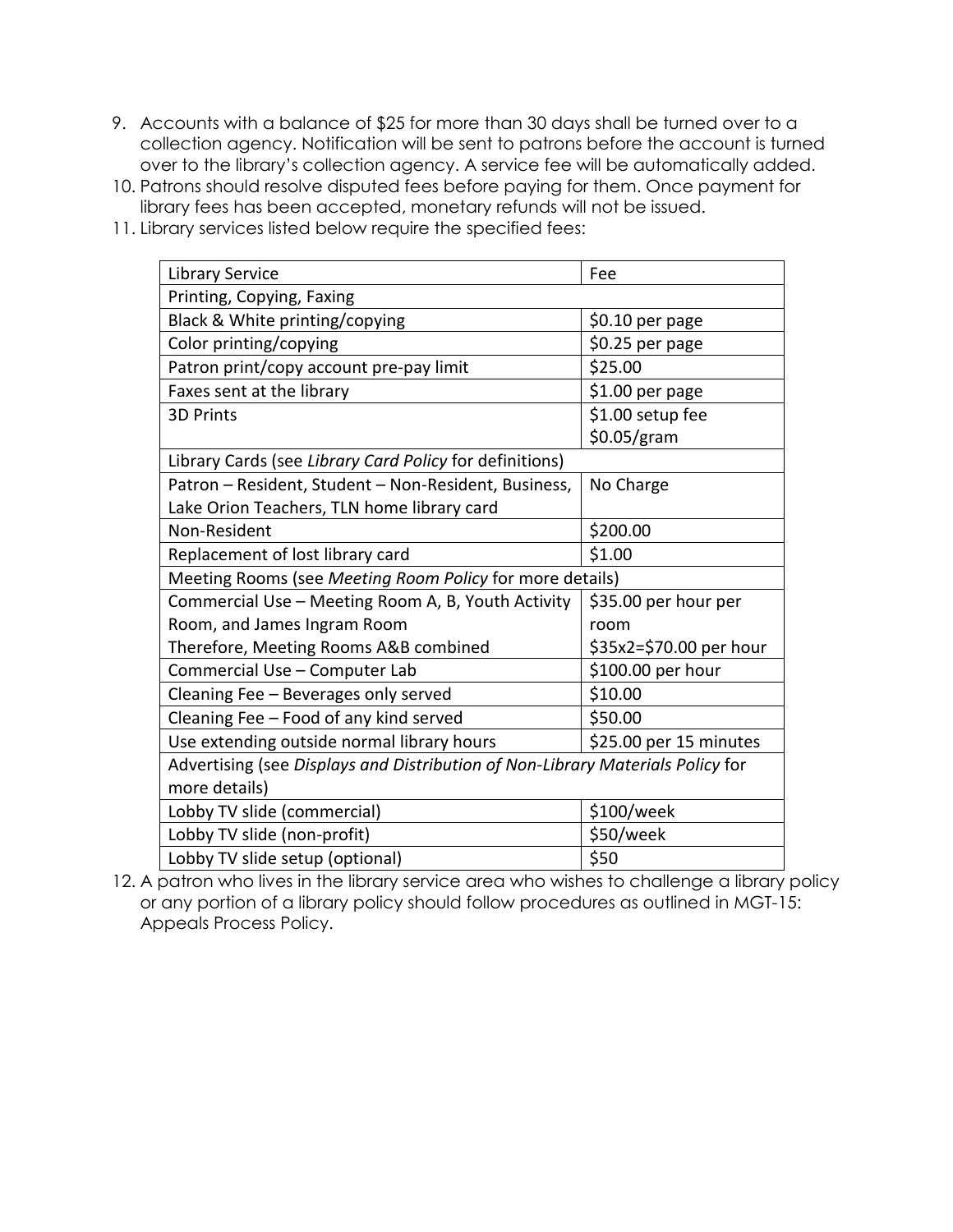9. Accounts with a balance of $25 for more than 30 days shall be turned over to a collection agency. Notification will be sent to patrons before the account is turned over to the library's collection agency. A service fee will be automatically added.
10. Patrons should resolve disputed fees before paying for them. Once payment for library fees has been accepted, monetary refunds will not be issued.
11. Library services listed below require the specified fees:

| Library Service | Fee |
|---|---|
| Printing, Copying, Faxing | |
| Black & White printing/copying | $0.10 per page |
| Color printing/copying | $0.25 per page |
| Patron print/copy account pre-pay limit | $25.00 |
| Faxes sent at the library | $1.00 per page |
| 3D Prints | $1.00 setup fee<br>$0.05/gram |
| Library Cards (see *Library Card Policy* for definitions) | |
| Patron – Resident, Student – Non-Resident, Business, Lake Orion Teachers, TLN home library card | No Charge |
| Non-Resident | $200.00 |
| Replacement of lost library card | $1.00 |
| Meeting Rooms (see *Meeting Room Policy* for more details) | |
| Commercial Use – Meeting Room A, B, Youth Activity Room, and James Ingram Room<br>Therefore, Meeting Rooms A&B combined | $35.00 per hour per room<br>$35x2=$70.00 per hour |
| Commercial Use – Computer Lab | $100.00 per hour |
| Cleaning Fee – Beverages only served | $10.00 |
| Cleaning Fee – Food of any kind served | $50.00 |
| Use extending outside normal library hours | $25.00 per 15 minutes |
| Advertising (see *Displays and Distribution of Non-Library Materials Policy* for more details) | |
| Lobby TV slide (commercial) | $100/week |
| Lobby TV slide (non-profit) | $50/week |
| Lobby TV slide setup (optional) | $50 |

12. A patron who lives in the library service area who wishes to challenge a library policy or any portion of a library policy should follow procedures as outlined in MGT-15: Appeals Process Policy.